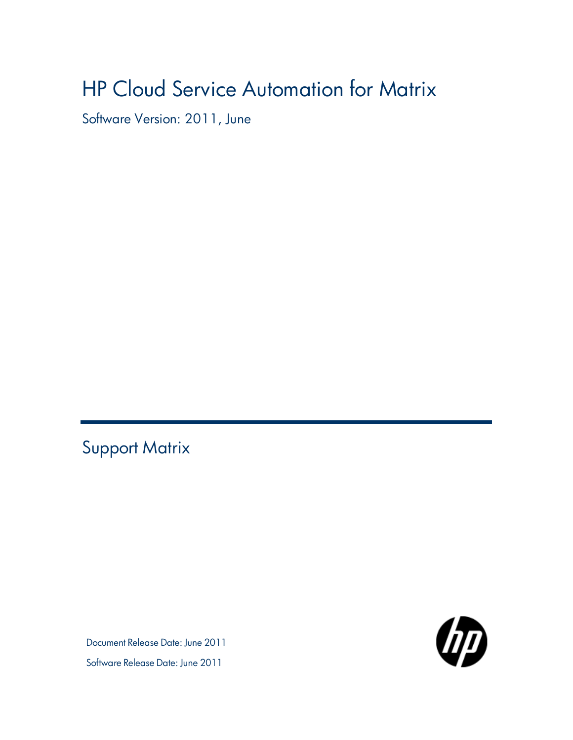# HP Cloud Service Automation for Matrix

Software Version: 2011, June

## Support Matrix

Document Release Date: June 2011

Software Release Date: June 2011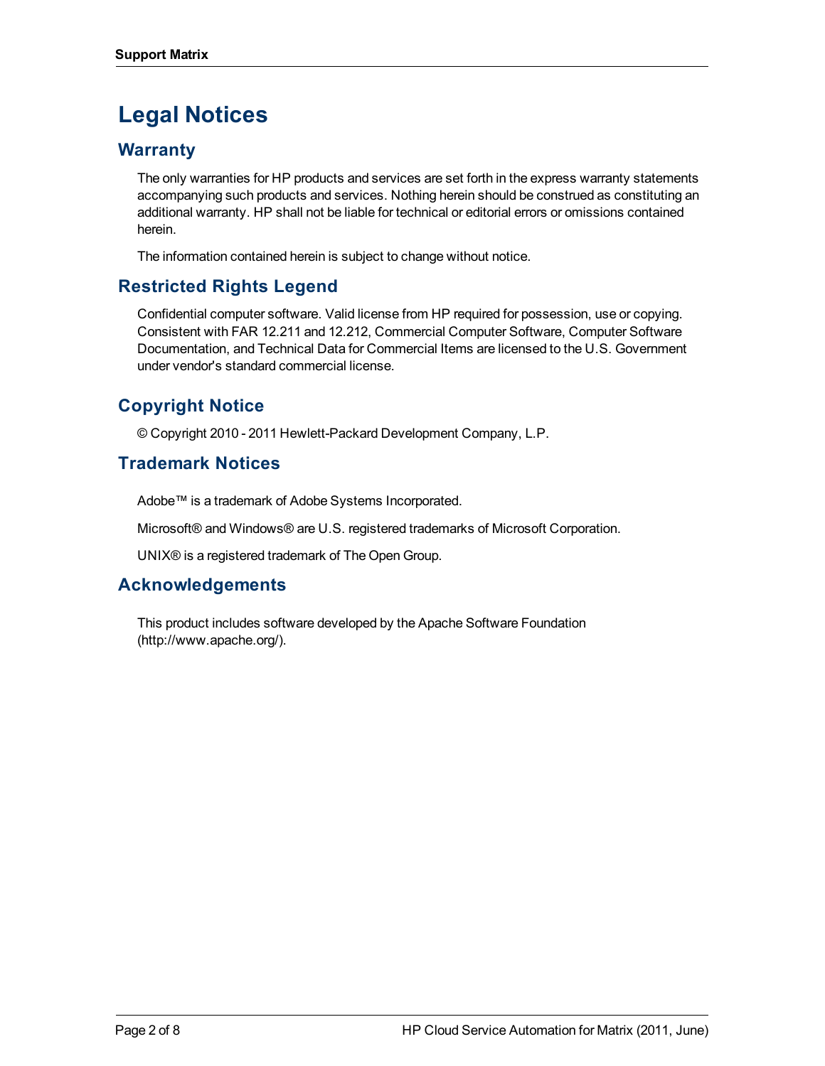# Legal Notices

## Warranty

The only warranties for HP products and services are set forth in the express warranty statements accompanying such products and services. Nothing herein should be construed as constituting an additional warranty. HP shall not be liable for technical or editorial errors or omissions contained herein.

The information contained herein is subject to change without notice.

## Restricted Rights Legend

Confidential computer software. Valid license from HP required for possession, use or copying. Consistent with FAR 12.211 and 12.212, Commercial Computer Software, Computer Software Documentation, and Technical Data for Commercial Items are licensed to the U.S. Government under vendor's standard commercial license.

## Copyright Notice

© Copyright 2010 - 2011 Hewlett-Packard Development Company, L.P.

## Trademark Notices

Adobe™ is a trademark of Adobe Systems Incorporated.

Microsoft® and Windows® are U.S. registered trademarks of Microsoft Corporation.

UNIX® is a registered trademark of The Open Group.

## Acknowledgements

This product includes software developed by the Apache Software Foundation (http://www.apache.org/).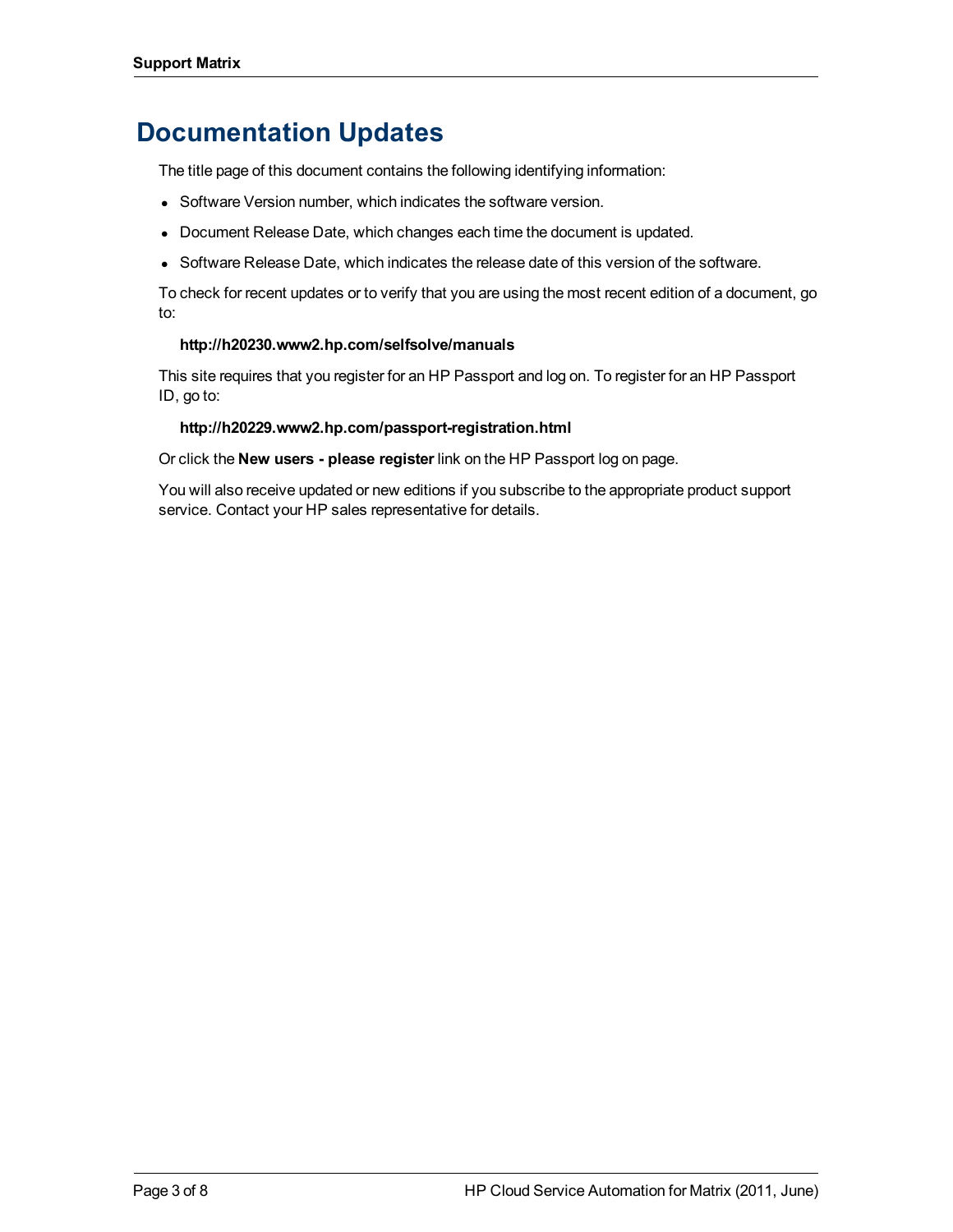# Documentation Updates

The title page of this document contains the following identifying information:

- Software Version number, which indicates the software version.
- Document Release Date, which changes each time the document is updated.
- Software Release Date, which indicates the release date of this version of the software.

To check for recent updates or to verify that you are using the most recent edition of a document, go to:

**http://h20230.www2.hp.com/selfsolve/manuals**

This site requires that you register for an HP Passport and log on. To register for an HP Passport ID, go to:

**http://h20229.www2.hp.com/passport-registration.html**

Or click the **New users - please register** link on the HP Passport log on page.

You will also receive updated or new editions if you subscribe to the appropriate product support service. Contact your HP sales representative for details.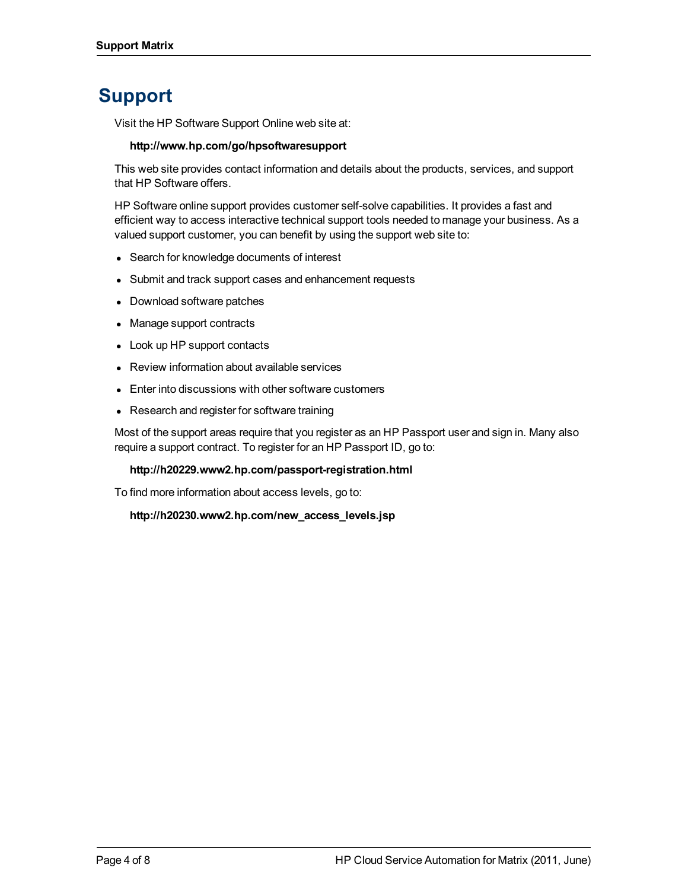# Support

Visit the HP Software Support Online web site at:

**http://www.hp.com/go/hpsoftwaresupport**

This web site provides contact information and details about the products, services, and support that HP Software offers.

HP Software online support provides customer self-solve capabilities. It provides a fast and efficient way to access interactive technical support tools needed to manage your business. As a valued support customer, you can benefit by using the support web site to:

- Search for knowledge documents of interest
- Submit and track support cases and enhancement requests
- Download software patches
- Manage support contracts
- Look up HP support contacts
- Review information about available services
- Enter into discussions with other software customers
- Research and register for software training

Most of the support areas require that you register as an HP Passport user and sign in. Many also require a support contract. To register for an HP Passport ID, go to:

**http://h20229.www2.hp.com/passport-registration.html**

To find more information about access levels, go to:

**http://h20230.www2.hp.com/new_access_levels.jsp**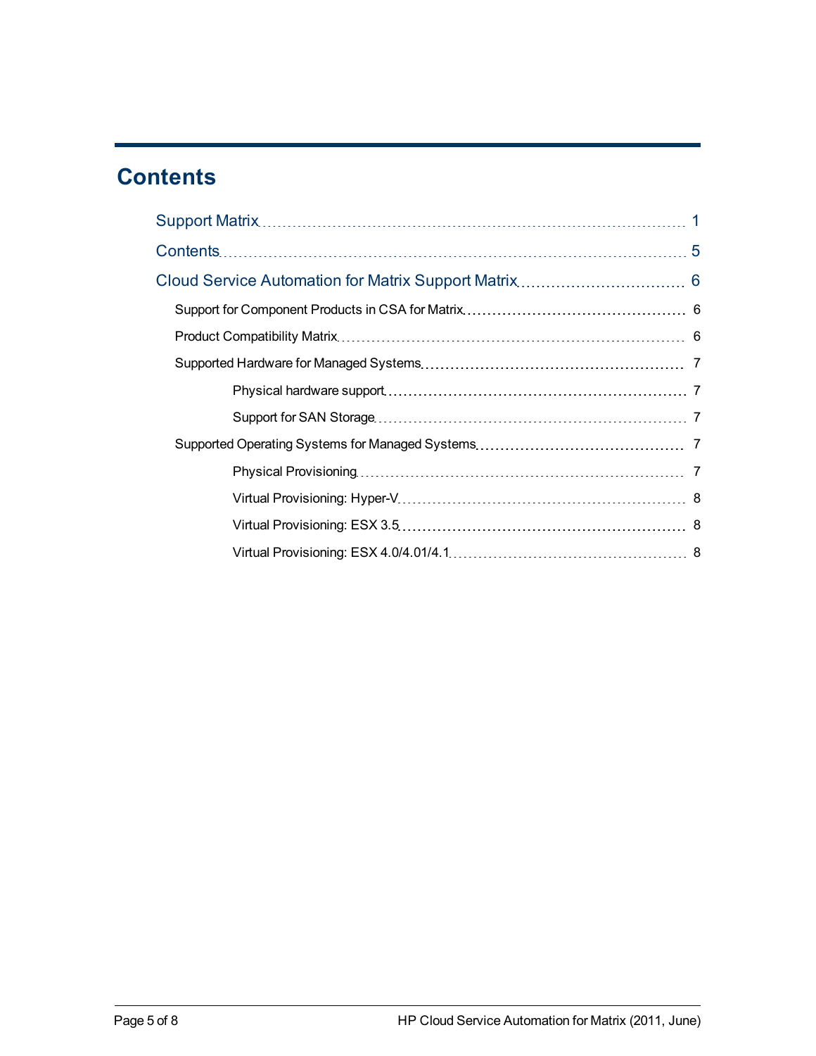# Contents

- Support Matrix 1
- Contents 5
- Cloud Service Automation for Matrix Support Matrix 6
  - Support for Component Products in CSA for Matrix 6
  - Product Compatibility Matrix 6
  - Supported Hardware for Managed Systems 7
    - Physical hardware support 7
    - Support for SAN Storage 7
  - Supported Operating Systems for Managed Systems 7
    - Physical Provisioning 7
    - Virtual Provisioning: Hyper-V 8
    - Virtual Provisioning: ESX 3.5 8
    - Virtual Provisioning: ESX 4.0/4.01/4.1 8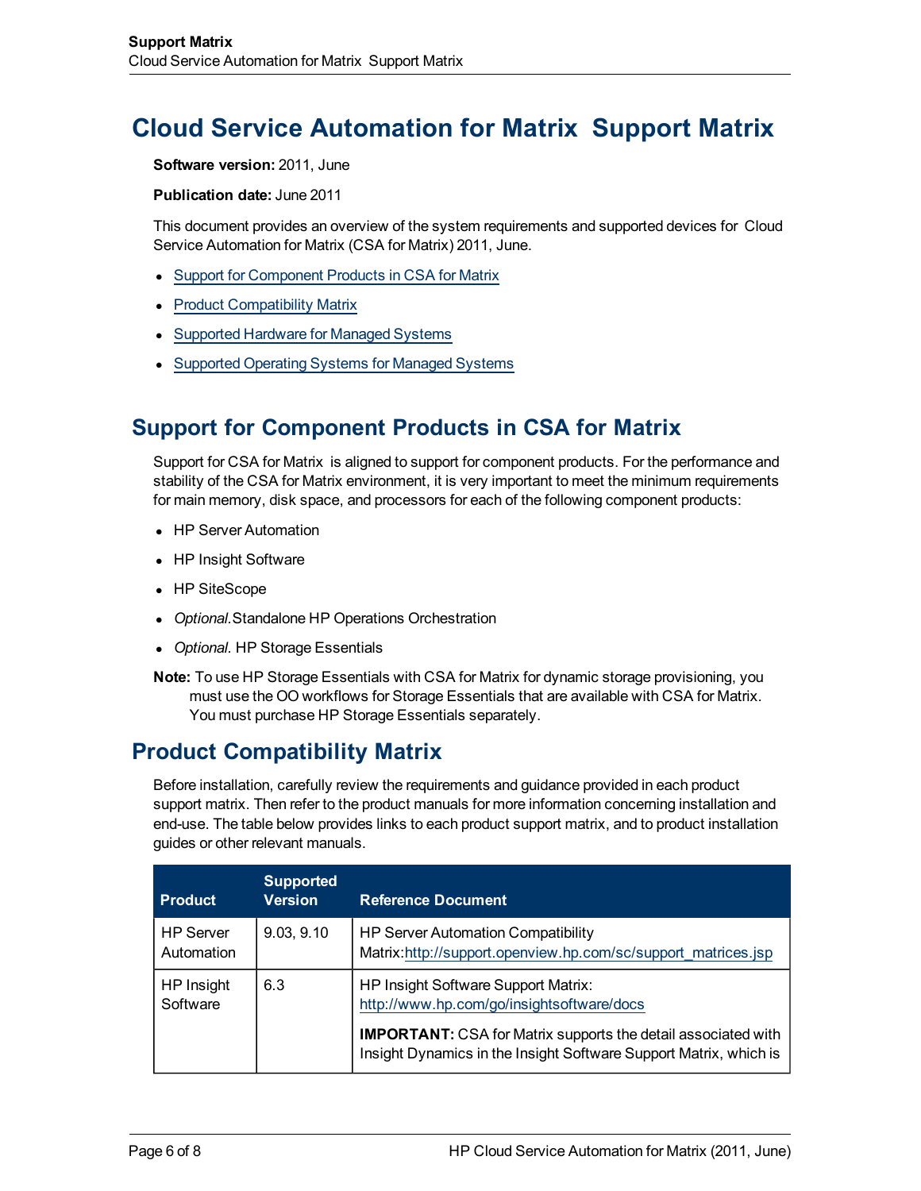# Cloud Service Automation for Matrix  Support Matrix

**Software version:** 2011, June

**Publication date:** June 2011

This document provides an overview of the system requirements and supported devices for  Cloud Service Automation for Matrix (CSA for Matrix) 2011, June.

- Support for Component Products in CSA for Matrix
- Product Compatibility Matrix
- Supported Hardware for Managed Systems
- Supported Operating Systems for Managed Systems

## Support for Component Products in CSA for Matrix

Support for CSA for Matrix  is aligned to support for component products. For the performance and stability of the CSA for Matrix environment, it is very important to meet the minimum requirements for main memory, disk space, and processors for each of the following component products:

- HP Server Automation
- HP Insight Software
- HP SiteScope
- *Optional.*Standalone HP Operations Orchestration
- *Optional.* HP Storage Essentials

**Note:** To use HP Storage Essentials with CSA for Matrix for dynamic storage provisioning, you must use the OO workflows for Storage Essentials that are available with CSA for Matrix. You must purchase HP Storage Essentials separately.

## Product Compatibility Matrix

Before installation, carefully review the requirements and guidance provided in each product support matrix. Then refer to the product manuals for more information concerning installation and end-use. The table below provides links to each product support matrix, and to product installation guides or other relevant manuals.

| Product | Supported Version | Reference Document |
|---|---|---|
| HP Server Automation | 9.03, 9.10 | HP Server Automation Compatibility Matrix:http://support.openview.hp.com/sc/support_matrices.jsp |
| HP Insight Software | 6.3 | HP Insight Software Support Matrix: http://www.hp.com/go/insightsoftware/docs<br><br>**IMPORTANT:** CSA for Matrix supports the detail associated with Insight Dynamics in the Insight Software Support Matrix, which is |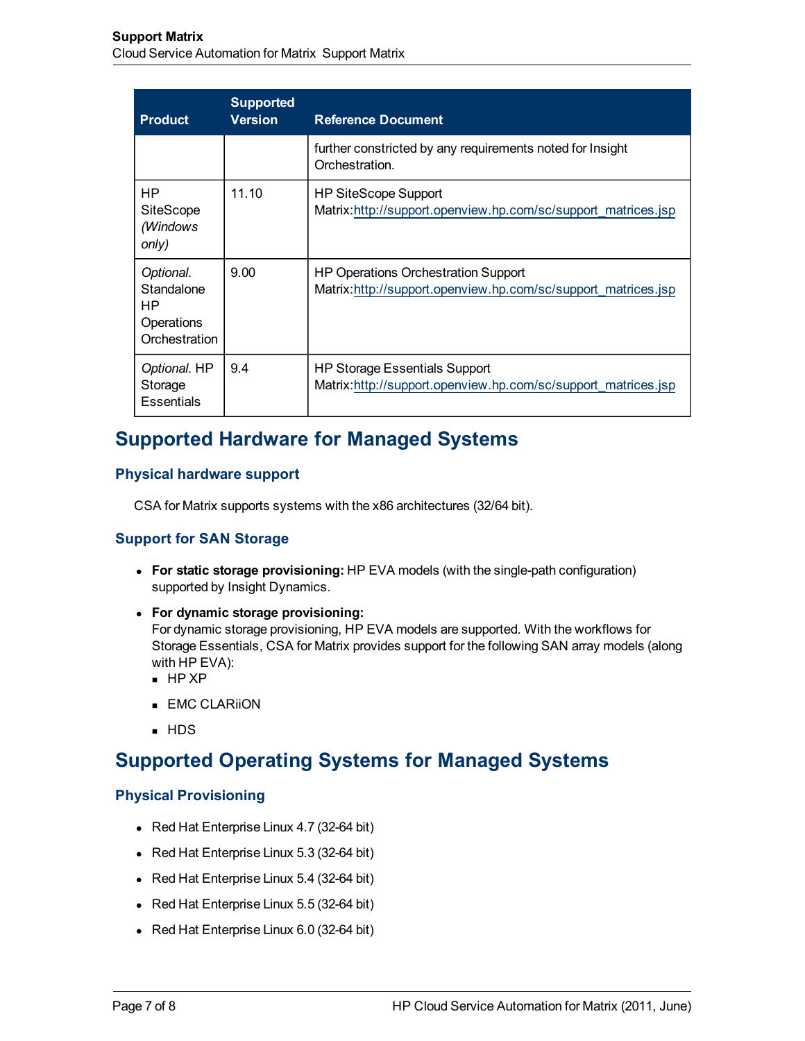| Product | Supported Version | Reference Document |
| --- | --- | --- |
| | | further constricted by any requirements noted for Insight Orchestration. |
| HP SiteScope *(Windows only)* | 11.10 | HP SiteScope Support Matrix:http://support.openview.hp.com/sc/support_matrices.jsp |
| *Optional*. Standalone HP Operations Orchestration | 9.00 | HP Operations Orchestration Support Matrix:http://support.openview.hp.com/sc/support_matrices.jsp |
| *Optional.* HP Storage Essentials | 9.4 | HP Storage Essentials Support Matrix:http://support.openview.hp.com/sc/support_matrices.jsp |

## Supported Hardware for Managed Systems

### Physical hardware support

CSA for Matrix supports systems with the x86 architectures (32/64 bit).

### Support for SAN Storage

- **For static storage provisioning:** HP EVA models (with the single-path configuration) supported by Insight Dynamics.
- **For dynamic storage provisioning:**
  For dynamic storage provisioning, HP EVA models are supported. With the workflows for Storage Essentials, CSA for Matrix provides support for the following SAN array models (along with HP EVA):
  - HP XP
  - EMC CLARiiON
  - HDS

## Supported Operating Systems for Managed Systems

### Physical Provisioning

- Red Hat Enterprise Linux 4.7 (32-64 bit)
- Red Hat Enterprise Linux 5.3 (32-64 bit)
- Red Hat Enterprise Linux 5.4 (32-64 bit)
- Red Hat Enterprise Linux 5.5 (32-64 bit)
- Red Hat Enterprise Linux 6.0 (32-64 bit)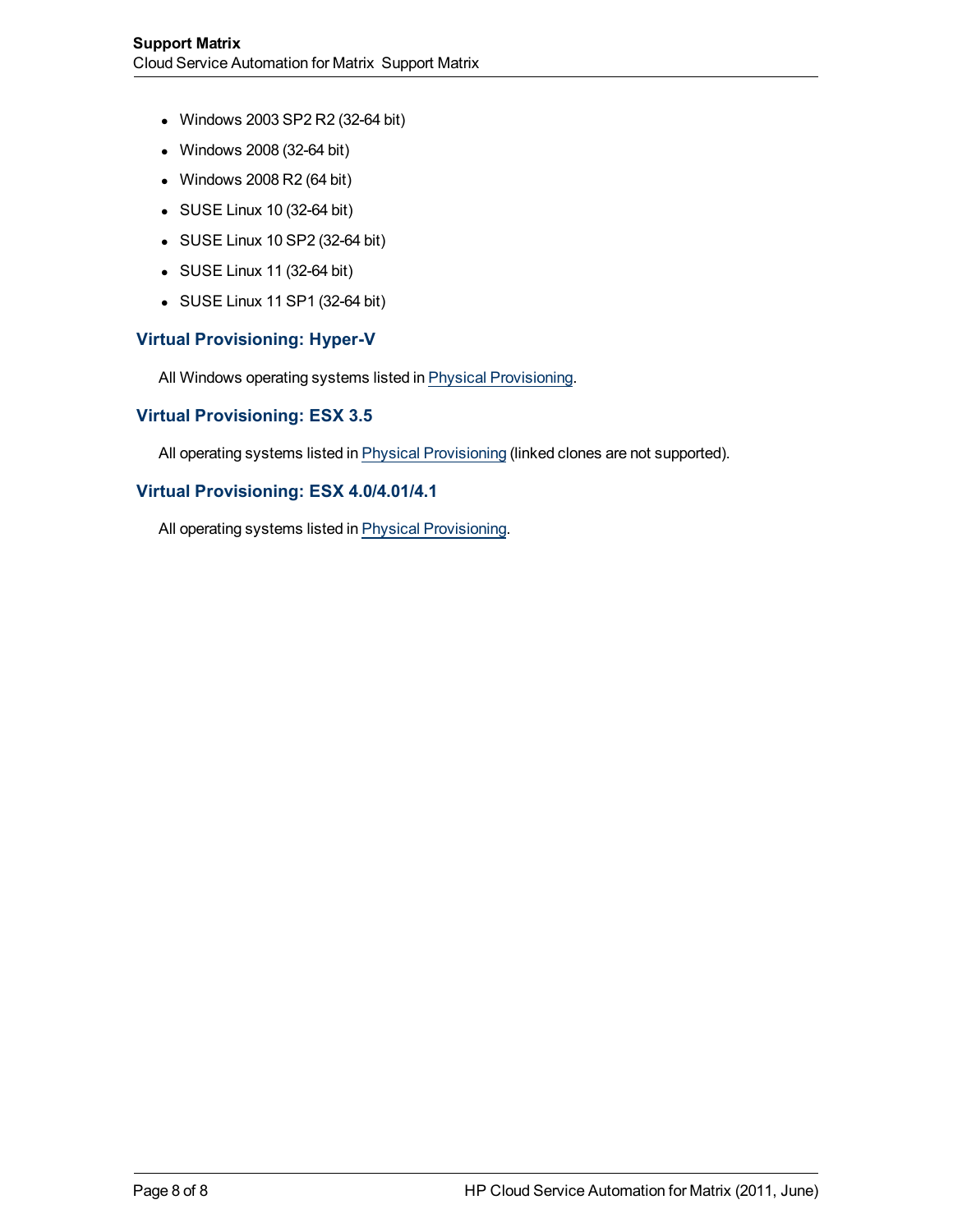- Windows 2003 SP2 R2 (32-64 bit)
- Windows 2008 (32-64 bit)
- Windows 2008 R2 (64 bit)
- SUSE Linux 10 (32-64 bit)
- SUSE Linux 10 SP2 (32-64 bit)
- SUSE Linux 11 (32-64 bit)
- SUSE Linux 11 SP1 (32-64 bit)

### Virtual Provisioning: Hyper-V

All Windows operating systems listed in Physical Provisioning.

### Virtual Provisioning: ESX 3.5

All operating systems listed in Physical Provisioning (linked clones are not supported).

### Virtual Provisioning: ESX 4.0/4.01/4.1

All operating systems listed in Physical Provisioning.